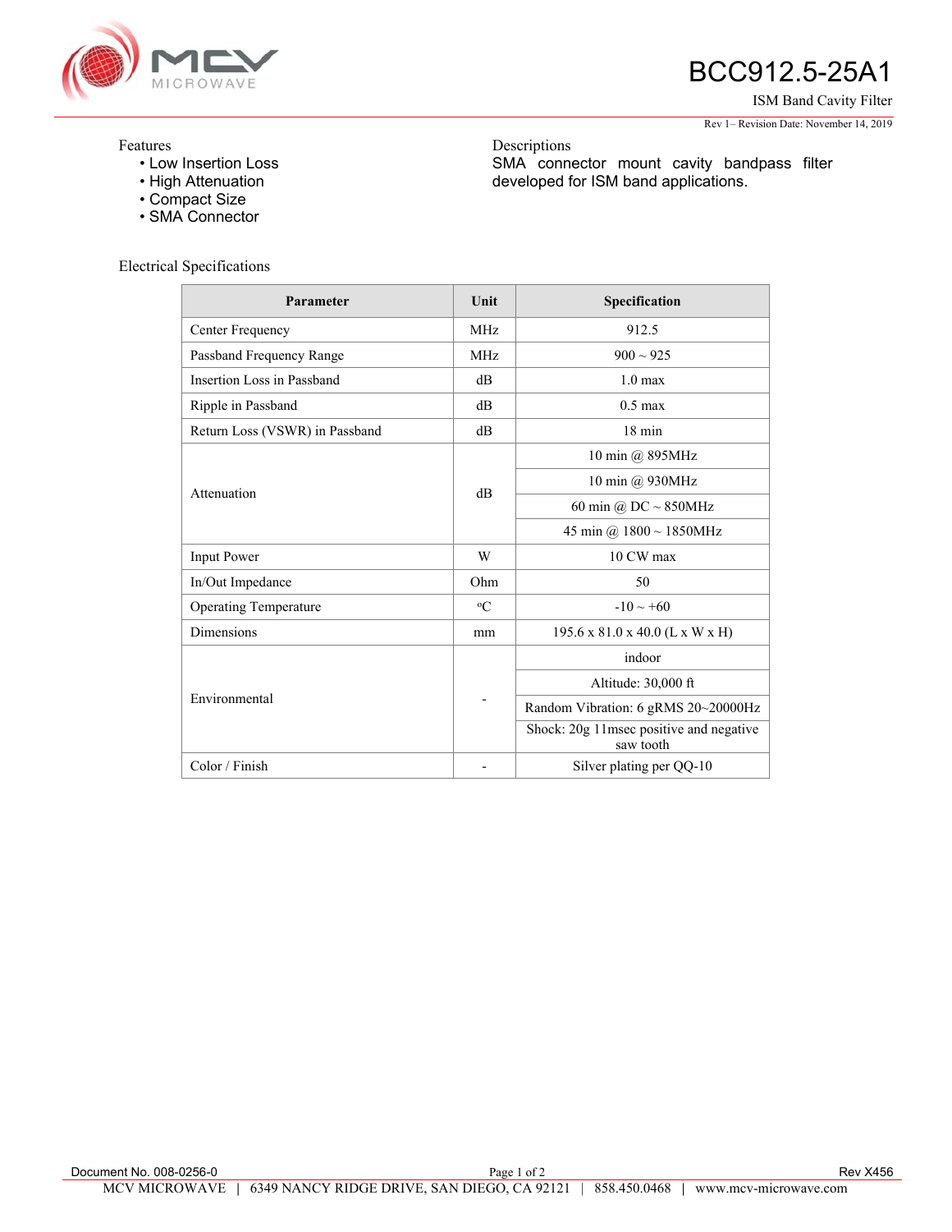# BCC912.5-25A1

ISM Band Cavity Filter

Rev 1– Revision Date: November 14, 2019

Features

- Low Insertion Loss
- High Attenuation
- Compact Size
- SMA Connector

Descriptions

SMA connector mount cavity bandpass filter developed for ISM band applications.

## Electrical Specifications

| Parameter | Unit | Specification |
|---|---|---|
| Center Frequency | MHz | 912.5 |
| Passband Frequency Range | MHz | 900 ~ 925 |
| Insertion Loss in Passband | dB | 1.0 max |
| Ripple in Passband | dB | 0.5 max |
| Return Loss (VSWR) in Passband | dB | 18 min |
| Attenuation | dB | 10 min @ 895MHz |
| | | 10 min @ 930MHz |
| | | 60 min @ DC ~ 850MHz |
| | | 45 min @ 1800 ~ 1850MHz |
| Input Power | W | 10 CW max |
| In/Out Impedance | Ohm | 50 |
| Operating Temperature | °C | -10 ~ +60 |
| Dimensions | mm | 195.6 x 81.0 x 40.0 (L x W x H) |
| Environmental | - | indoor |
| | | Altitude: 30,000 ft |
| | | Random Vibration: 6 gRMS 20~20000Hz |
| | | Shock: 20g 11msec positive and negative saw tooth |
| Color / Finish | - | Silver plating per QQ-10 |

Document No. 008-0256-0 Rev X456

MCV MICROWAVE | 6349 NANCY RIDGE DRIVE, SAN DIEGO, CA 92121 | 858.450.0468 | www.mcv-microwave.com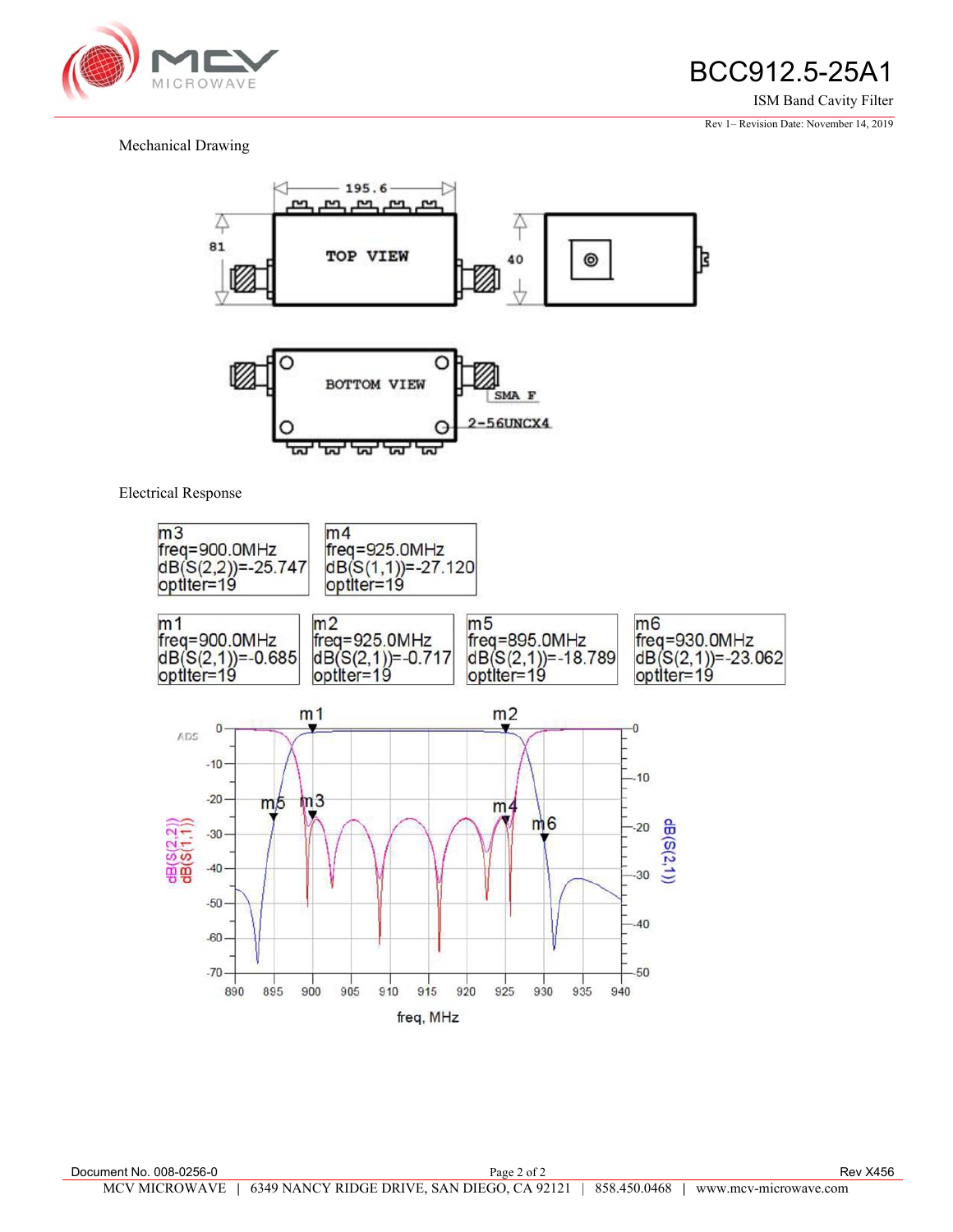Mechanical Drawing

195.6

81

40

TOP VIEW

BOTTOM VIEW

SMA F

2-56UNCX4

Electrical Response

m3
freq=900.0MHz
dB(S(2,2))=-25.747
optIter=19

m4
freq=925.0MHz
dB(S(1,1))=-27.120
optIter=19

m1
freq=900.0MHz
dB(S(2,1))=-0.685
optIter=19

m2
freq=925.0MHz
dB(S(2,1))=-0.717
optIter=19

m5
freq=895.0MHz
dB(S(2,1))=-18.789
optIter=19

m6
freq=930.0MHz
dB(S(2,1))=-23.062
optIter=19

ADS

dB(S(2,2))
dB(S(1,1))

dB(S(2,1))

0, -10, -20, -30, -40, -50, -60, -70

0, -10, -20, -30, -40, -50

890, 895, 900, 905, 910, 915, 920, 925, 930, 935, 940

freq, MHz

Document No. 008-0256-0

Rev X456

MCV MICROWAVE | 6349 NANCY RIDGE DRIVE, SAN DIEGO, CA 92121 | 858.450.0468 | www.mcv-microwave.com